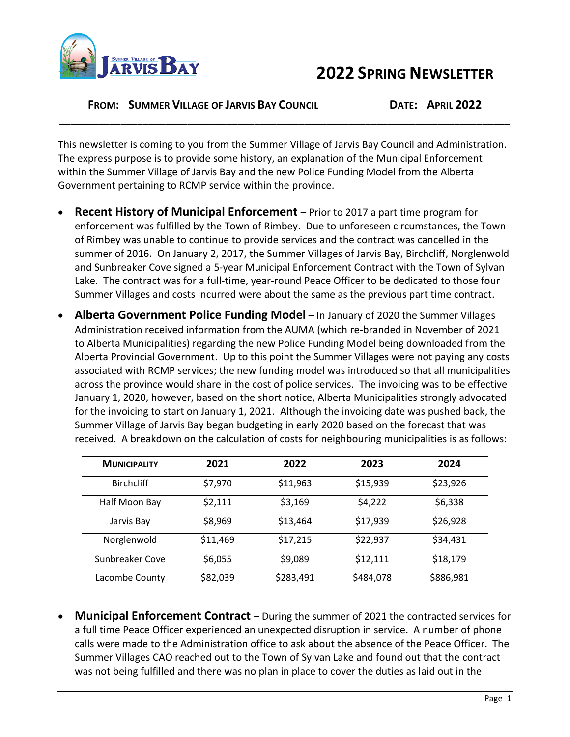# 2022 Spring Newsletter

**From: Summer Village of Jarvis Bay Council** **Date: April 2022**

---

This newsletter is coming to you from the Summer Village of Jarvis Bay Council and Administration. The express purpose is to provide some history, an explanation of the Municipal Enforcement within the Summer Village of Jarvis Bay and the new Police Funding Model from the Alberta Government pertaining to RCMP service within the province.

- **Recent History of Municipal Enforcement** – Prior to 2017 a part time program for enforcement was fulfilled by the Town of Rimbey. Due to unforeseen circumstances, the Town of Rimbey was unable to continue to provide services and the contract was cancelled in the summer of 2016. On January 2, 2017, the Summer Villages of Jarvis Bay, Birchcliff, Norglenwold and Sunbreaker Cove signed a 5-year Municipal Enforcement Contract with the Town of Sylvan Lake. The contract was for a full-time, year-round Peace Officer to be dedicated to those four Summer Villages and costs incurred were about the same as the previous part time contract.

- **Alberta Government Police Funding Model** – In January of 2020 the Summer Villages Administration received information from the AUMA (which re-branded in November of 2021 to Alberta Municipalities) regarding the new Police Funding Model being downloaded from the Alberta Provincial Government. Up to this point the Summer Villages were not paying any costs associated with RCMP services; the new funding model was introduced so that all municipalities across the province would share in the cost of police services. The invoicing was to be effective January 1, 2020, however, based on the short notice, Alberta Municipalities strongly advocated for the invoicing to start on January 1, 2021. Although the invoicing date was pushed back, the Summer Village of Jarvis Bay began budgeting in early 2020 based on the forecast that was received. A breakdown on the calculation of costs for neighbouring municipalities is as follows:

| Municipality | 2021 | 2022 | 2023 | 2024 |
|---|---|---|---|---|
| Birchcliff | $7,970 | $11,963 | $15,939 | $23,926 |
| Half Moon Bay | $2,111 | $3,169 | $4,222 | $6,338 |
| Jarvis Bay | $8,969 | $13,464 | $17,939 | $26,928 |
| Norglenwold | $11,469 | $17,215 | $22,937 | $34,431 |
| Sunbreaker Cove | $6,055 | $9,089 | $12,111 | $18,179 |
| Lacombe County | $82,039 | $283,491 | $484,078 | $886,981 |

- **Municipal Enforcement Contract** – During the summer of 2021 the contracted services for a full time Peace Officer experienced an unexpected disruption in service. A number of phone calls were made to the Administration office to ask about the absence of the Peace Officer. The Summer Villages CAO reached out to the Town of Sylvan Lake and found out that the contract was not being fulfilled and there was no plan in place to cover the duties as laid out in the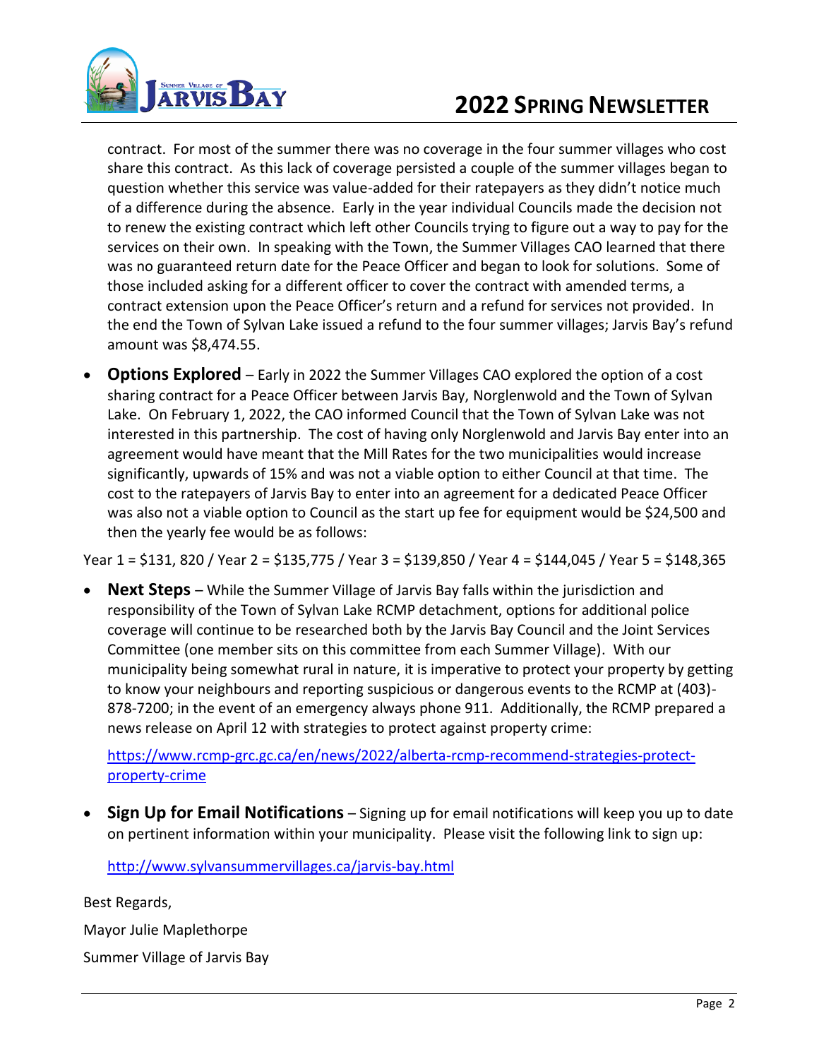contract. For most of the summer there was no coverage in the four summer villages who cost share this contract. As this lack of coverage persisted a couple of the summer villages began to question whether this service was value-added for their ratepayers as they didn't notice much of a difference during the absence. Early in the year individual Councils made the decision not to renew the existing contract which left other Councils trying to figure out a way to pay for the services on their own. In speaking with the Town, the Summer Villages CAO learned that there was no guaranteed return date for the Peace Officer and began to look for solutions. Some of those included asking for a different officer to cover the contract with amended terms, a contract extension upon the Peace Officer's return and a refund for services not provided. In the end the Town of Sylvan Lake issued a refund to the four summer villages; Jarvis Bay's refund amount was $8,474.55.

- **Options Explored** – Early in 2022 the Summer Villages CAO explored the option of a cost sharing contract for a Peace Officer between Jarvis Bay, Norglenwold and the Town of Sylvan Lake. On February 1, 2022, the CAO informed Council that the Town of Sylvan Lake was not interested in this partnership. The cost of having only Norglenwold and Jarvis Bay enter into an agreement would have meant that the Mill Rates for the two municipalities would increase significantly, upwards of 15% and was not a viable option to either Council at that time. The cost to the ratepayers of Jarvis Bay to enter into an agreement for a dedicated Peace Officer was also not a viable option to Council as the start up fee for equipment would be $24,500 and then the yearly fee would be as follows:

Year 1 = $131, 820 / Year 2 = $135,775 / Year 3 = $139,850 / Year 4 = $144,045 / Year 5 = $148,365

- **Next Steps** – While the Summer Village of Jarvis Bay falls within the jurisdiction and responsibility of the Town of Sylvan Lake RCMP detachment, options for additional police coverage will continue to be researched both by the Jarvis Bay Council and the Joint Services Committee (one member sits on this committee from each Summer Village). With our municipality being somewhat rural in nature, it is imperative to protect your property by getting to know your neighbours and reporting suspicious or dangerous events to the RCMP at (403)-878-7200; in the event of an emergency always phone 911. Additionally, the RCMP prepared a news release on April 12 with strategies to protect against property crime:

  https://www.rcmp-grc.gc.ca/en/news/2022/alberta-rcmp-recommend-strategies-protect-property-crime

- **Sign Up for Email Notifications** – Signing up for email notifications will keep you up to date on pertinent information within your municipality. Please visit the following link to sign up:

  http://www.sylvansummervillages.ca/jarvis-bay.html

Best Regards,

Mayor Julie Maplethorpe

Summer Village of Jarvis Bay